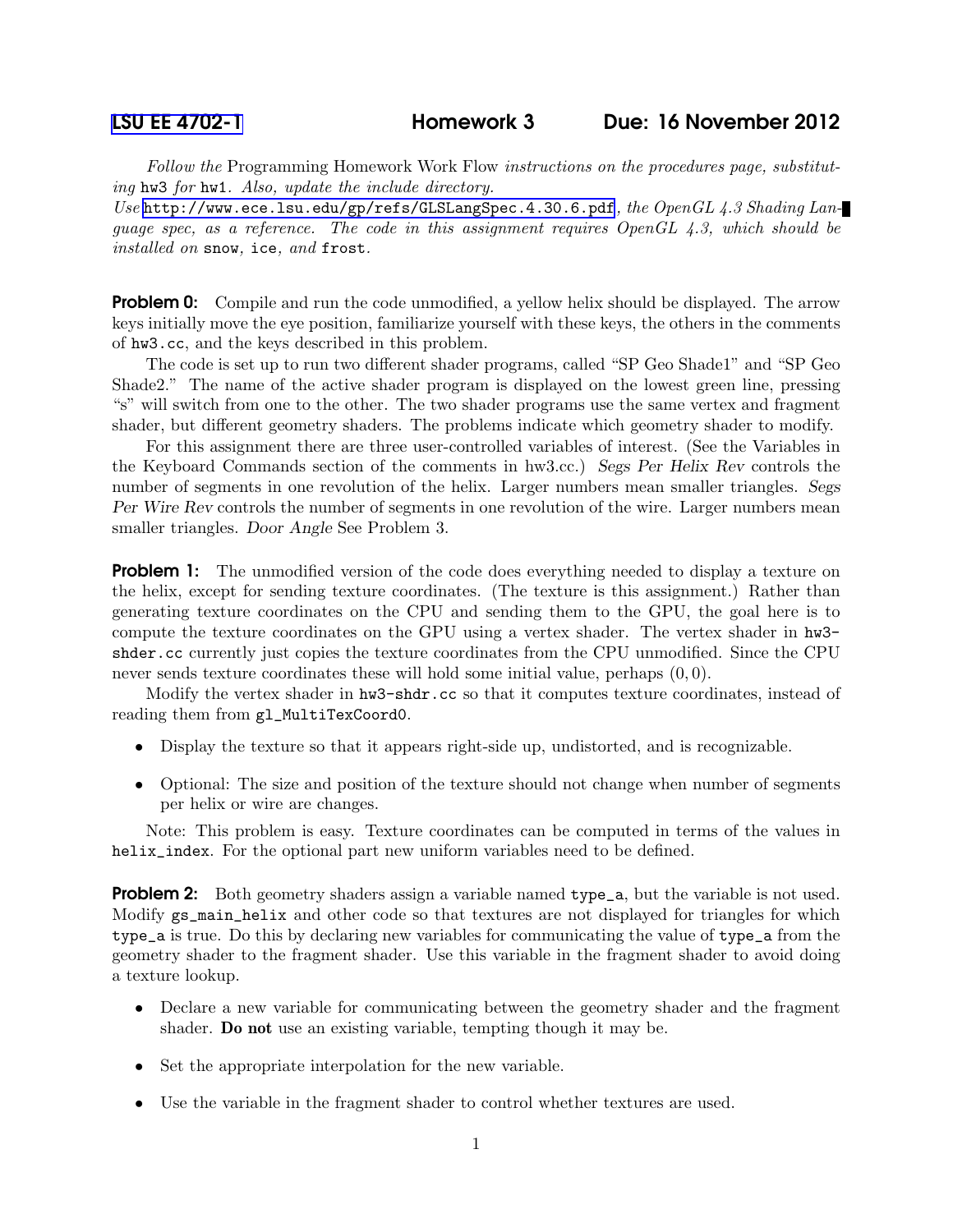[LSU EE 4702-1] **Homework 3** **Due: 16 November 2012**

*Follow the* Programming Homework Work Flow *instructions on the procedures page, substituting* hw3 *for* hw1*. Also, update the include directory.*
*Use* http://www.ece.lsu.edu/gp/refs/GLSLangSpec.4.30.6.pdf*, the OpenGL 4.3 Shading Language spec, as a reference. The code in this assignment requires OpenGL 4.3, which should be installed on* snow*,* ice*, and* frost*.*

**Problem 0:** Compile and run the code unmodified, a yellow helix should be displayed. The arrow keys initially move the eye position, familiarize yourself with these keys, the others in the comments of `hw3.cc`, and the keys described in this problem.

The code is set up to run two different shader programs, called "SP Geo Shade1" and "SP Geo Shade2." The name of the active shader program is displayed on the lowest green line, pressing "s" will switch from one to the other. The two shader programs use the same vertex and fragment shader, but different geometry shaders. The problems indicate which geometry shader to modify.

For this assignment there are three user-controlled variables of interest. (See the Variables in the Keyboard Commands section of the comments in hw3.cc.) *Segs Per Helix Rev* controls the number of segments in one revolution of the helix. Larger numbers mean smaller triangles. *Segs Per Wire Rev* controls the number of segments in one revolution of the wire. Larger numbers mean smaller triangles. *Door Angle* See Problem 3.

**Problem 1:** The unmodified version of the code does everything needed to display a texture on the helix, except for sending texture coordinates. (The texture is this assignment.) Rather than generating texture coordinates on the CPU and sending them to the GPU, the goal here is to compute the texture coordinates on the GPU using a vertex shader. The vertex shader in `hw3-shder.cc` currently just copies the texture coordinates from the CPU unmodified. Since the CPU never sends texture coordinates these will hold some initial value, perhaps $(0, 0)$.

Modify the vertex shader in `hw3-shdr.cc` so that it computes texture coordinates, instead of reading them from `gl_MultiTexCoord0`.

- Display the texture so that it appears right-side up, undistorted, and is recognizable.
- Optional: The size and position of the texture should not change when number of segments per helix or wire are changes.

Note: This problem is easy. Texture coordinates can be computed in terms of the values in `helix_index`. For the optional part new uniform variables need to be defined.

**Problem 2:** Both geometry shaders assign a variable named `type_a`, but the variable is not used. Modify `gs_main_helix` and other code so that textures are not displayed for triangles for which `type_a` is true. Do this by declaring new variables for communicating the value of `type_a` from the geometry shader to the fragment shader. Use this variable in the fragment shader to avoid doing a texture lookup.

- Declare a new variable for communicating between the geometry shader and the fragment shader. **Do not** use an existing variable, tempting though it may be.
- Set the appropriate interpolation for the new variable.
- Use the variable in the fragment shader to control whether textures are used.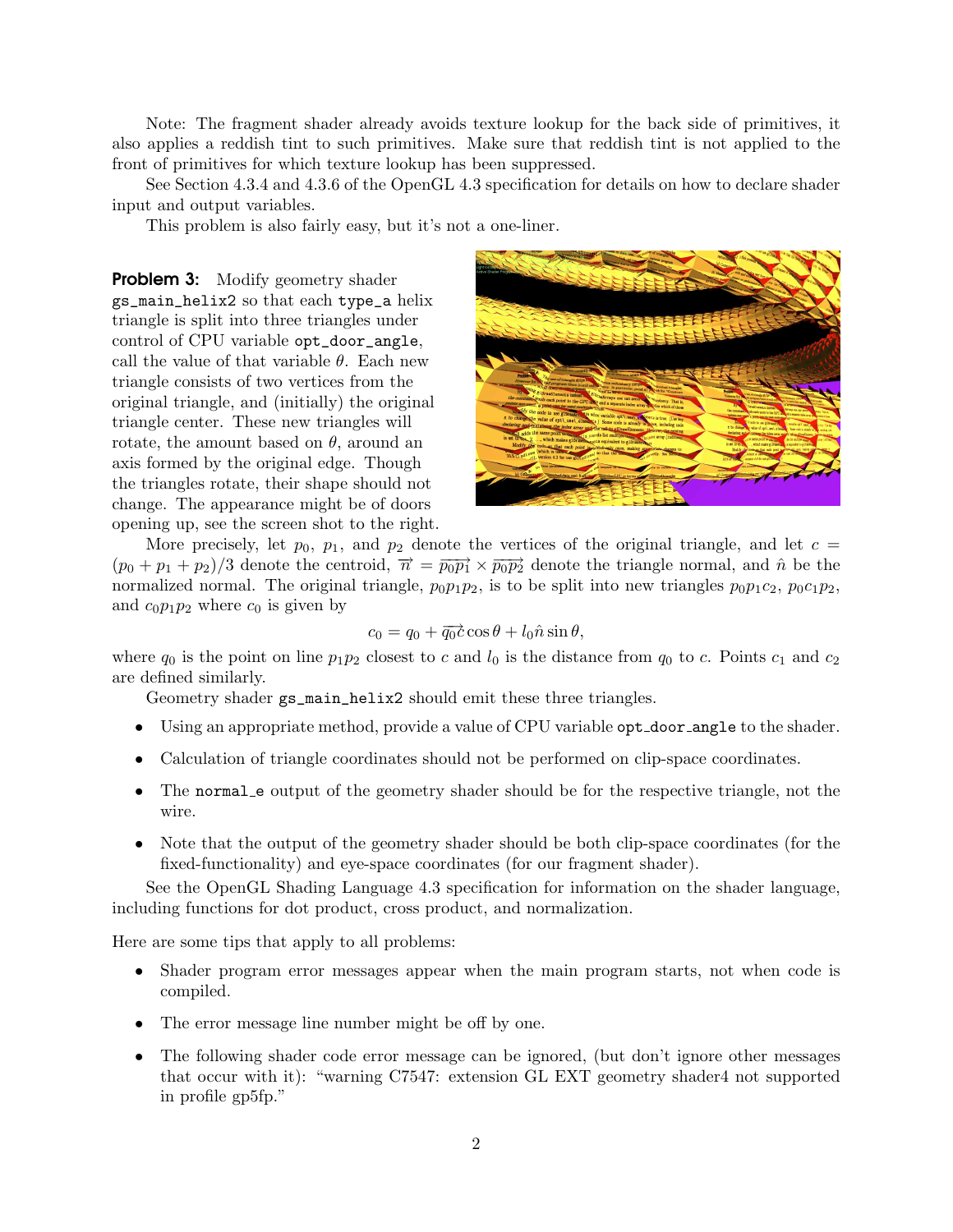Note: The fragment shader already avoids texture lookup for the back side of primitives, it also applies a reddish tint to such primitives. Make sure that reddish tint is not applied to the front of primitives for which texture lookup has been suppressed.

See Section 4.3.4 and 4.3.6 of the OpenGL 4.3 specification for details on how to declare shader input and output variables.

This problem is also fairly easy, but it's not a one-liner.

**Problem 3:** Modify geometry shader `gs_main_helix2` so that each `type_a` helix triangle is split into three triangles under control of CPU variable `opt_door_angle`, call the value of that variable $\theta$. Each new triangle consists of two vertices from the original triangle, and (initially) the original triangle center. These new triangles will rotate, the amount based on $\theta$, around an axis formed by the original edge. Though the triangles rotate, their shape should not change. The appearance might be of doors opening up, see the screen shot to the right.

More precisely, let $p_0$, $p_1$, and $p_2$ denote the vertices of the original triangle, and let $c = (p_0 + p_1 + p_2)/3$ denote the centroid, $\vec{n} = \overrightarrow{p_0 p_1} \times \overrightarrow{p_0 p_2}$ denote the triangle normal, and $\hat{n}$ be the normalized normal. The original triangle, $p_0 p_1 p_2$, is to be split into new triangles $p_0 p_1 c_2$, $p_0 c_1 p_2$, and $c_0 p_1 p_2$ where $c_0$ is given by

$$c_0 = q_0 + \overrightarrow{q_0 c} \cos\theta + l_0 \hat{n} \sin\theta,$$

where $q_0$ is the point on line $p_1 p_2$ closest to $c$ and $l_0$ is the distance from $q_0$ to $c$. Points $c_1$ and $c_2$ are defined similarly.

Geometry shader `gs_main_helix2` should emit these three triangles.

- Using an appropriate method, provide a value of CPU variable `opt_door_angle` to the shader.
- Calculation of triangle coordinates should not be performed on clip-space coordinates.
- The `normal_e` output of the geometry shader should be for the respective triangle, not the wire.
- Note that the output of the geometry shader should be both clip-space coordinates (for the fixed-functionality) and eye-space coordinates (for our fragment shader).

See the OpenGL Shading Language 4.3 specification for information on the shader language, including functions for dot product, cross product, and normalization.

Here are some tips that apply to all problems:

- Shader program error messages appear when the main program starts, not when code is compiled.
- The error message line number might be off by one.
- The following shader code error message can be ignored, (but don't ignore other messages that occur with it): "warning C7547: extension GL EXT geometry shader4 not supported in profile gp5fp."